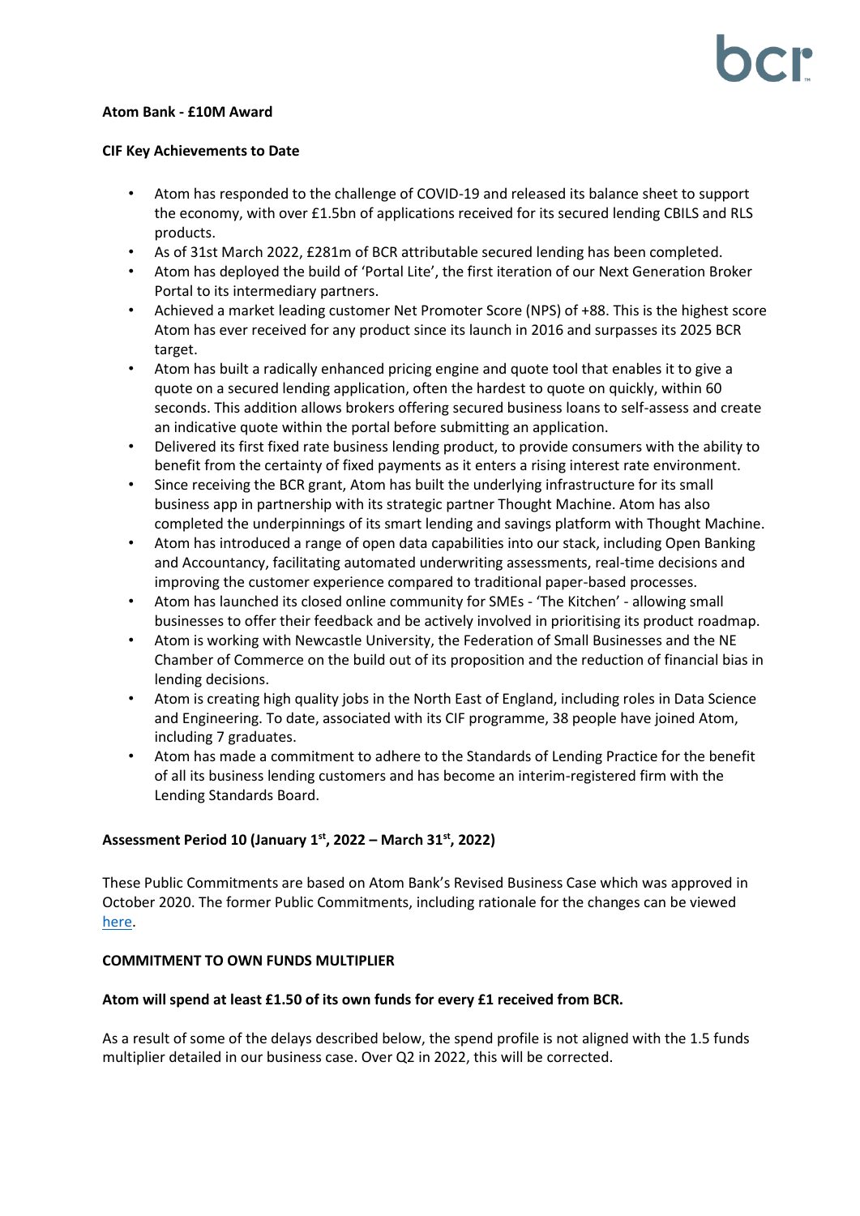**Atom Bank - £10M Award**

**CIF Key Achievements to Date**

- Atom has responded to the challenge of COVID-19 and released its balance sheet to support the economy, with over £1.5bn of applications received for its secured lending CBILS and RLS products.
- As of 31st March 2022, £281m of BCR attributable secured lending has been completed.
- Atom has deployed the build of 'Portal Lite', the first iteration of our Next Generation Broker Portal to its intermediary partners.
- Achieved a market leading customer Net Promoter Score (NPS) of +88. This is the highest score Atom has ever received for any product since its launch in 2016 and surpasses its 2025 BCR target.
- Atom has built a radically enhanced pricing engine and quote tool that enables it to give a quote on a secured lending application, often the hardest to quote on quickly, within 60 seconds. This addition allows brokers offering secured business loans to self-assess and create an indicative quote within the portal before submitting an application.
- Delivered its first fixed rate business lending product, to provide consumers with the ability to benefit from the certainty of fixed payments as it enters a rising interest rate environment.
- Since receiving the BCR grant, Atom has built the underlying infrastructure for its small business app in partnership with its strategic partner Thought Machine. Atom has also completed the underpinnings of its smart lending and savings platform with Thought Machine.
- Atom has introduced a range of open data capabilities into our stack, including Open Banking and Accountancy, facilitating automated underwriting assessments, real-time decisions and improving the customer experience compared to traditional paper-based processes.
- Atom has launched its closed online community for SMEs - 'The Kitchen' - allowing small businesses to offer their feedback and be actively involved in prioritising its product roadmap.
- Atom is working with Newcastle University, the Federation of Small Businesses and the NE Chamber of Commerce on the build out of its proposition and the reduction of financial bias in lending decisions.
- Atom is creating high quality jobs in the North East of England, including roles in Data Science and Engineering. To date, associated with its CIF programme, 38 people have joined Atom, including 7 graduates.
- Atom has made a commitment to adhere to the Standards of Lending Practice for the benefit of all its business lending customers and has become an interim-registered firm with the Lending Standards Board.

**Assessment Period 10 (January 1st, 2022 – March 31st, 2022)**

These Public Commitments are based on Atom Bank's Revised Business Case which was approved in October 2020. The former Public Commitments, including rationale for the changes can be viewed here.

**COMMITMENT TO OWN FUNDS MULTIPLIER**

**Atom will spend at least £1.50 of its own funds for every £1 received from BCR.**

As a result of some of the delays described below, the spend profile is not aligned with the 1.5 funds multiplier detailed in our business case. Over Q2 in 2022, this will be corrected.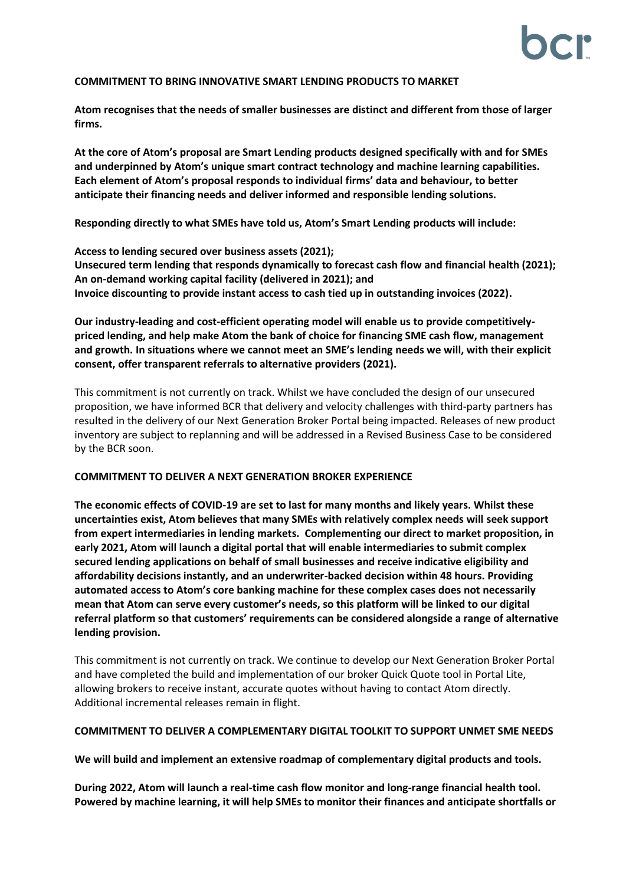**COMMITMENT TO BRING INNOVATIVE SMART LENDING PRODUCTS TO MARKET**

**Atom recognises that the needs of smaller businesses are distinct and different from those of larger firms.**

**At the core of Atom's proposal are Smart Lending products designed specifically with and for SMEs and underpinned by Atom's unique smart contract technology and machine learning capabilities. Each element of Atom's proposal responds to individual firms' data and behaviour, to better anticipate their financing needs and deliver informed and responsible lending solutions.**

**Responding directly to what SMEs have told us, Atom's Smart Lending products will include:**

**Access to lending secured over business assets (2021);**
**Unsecured term lending that responds dynamically to forecast cash flow and financial health (2021);**
**An on-demand working capital facility (delivered in 2021); and**
**Invoice discounting to provide instant access to cash tied up in outstanding invoices (2022).**

**Our industry-leading and cost-efficient operating model will enable us to provide competitively-priced lending, and help make Atom the bank of choice for financing SME cash flow, management and growth. In situations where we cannot meet an SME's lending needs we will, with their explicit consent, offer transparent referrals to alternative providers (2021).**

This commitment is not currently on track. Whilst we have concluded the design of our unsecured proposition, we have informed BCR that delivery and velocity challenges with third-party partners has resulted in the delivery of our Next Generation Broker Portal being impacted. Releases of new product inventory are subject to replanning and will be addressed in a Revised Business Case to be considered by the BCR soon.

**COMMITMENT TO DELIVER A NEXT GENERATION BROKER EXPERIENCE**

**The economic effects of COVID-19 are set to last for many months and likely years. Whilst these uncertainties exist, Atom believes that many SMEs with relatively complex needs will seek support from expert intermediaries in lending markets. Complementing our direct to market proposition, in early 2021, Atom will launch a digital portal that will enable intermediaries to submit complex secured lending applications on behalf of small businesses and receive indicative eligibility and affordability decisions instantly, and an underwriter-backed decision within 48 hours. Providing automated access to Atom's core banking machine for these complex cases does not necessarily mean that Atom can serve every customer's needs, so this platform will be linked to our digital referral platform so that customers' requirements can be considered alongside a range of alternative lending provision.**

This commitment is not currently on track. We continue to develop our Next Generation Broker Portal and have completed the build and implementation of our broker Quick Quote tool in Portal Lite, allowing brokers to receive instant, accurate quotes without having to contact Atom directly. Additional incremental releases remain in flight.

**COMMITMENT TO DELIVER A COMPLEMENTARY DIGITAL TOOLKIT TO SUPPORT UNMET SME NEEDS**

**We will build and implement an extensive roadmap of complementary digital products and tools.**

**During 2022, Atom will launch a real-time cash flow monitor and long-range financial health tool. Powered by machine learning, it will help SMEs to monitor their finances and anticipate shortfalls or**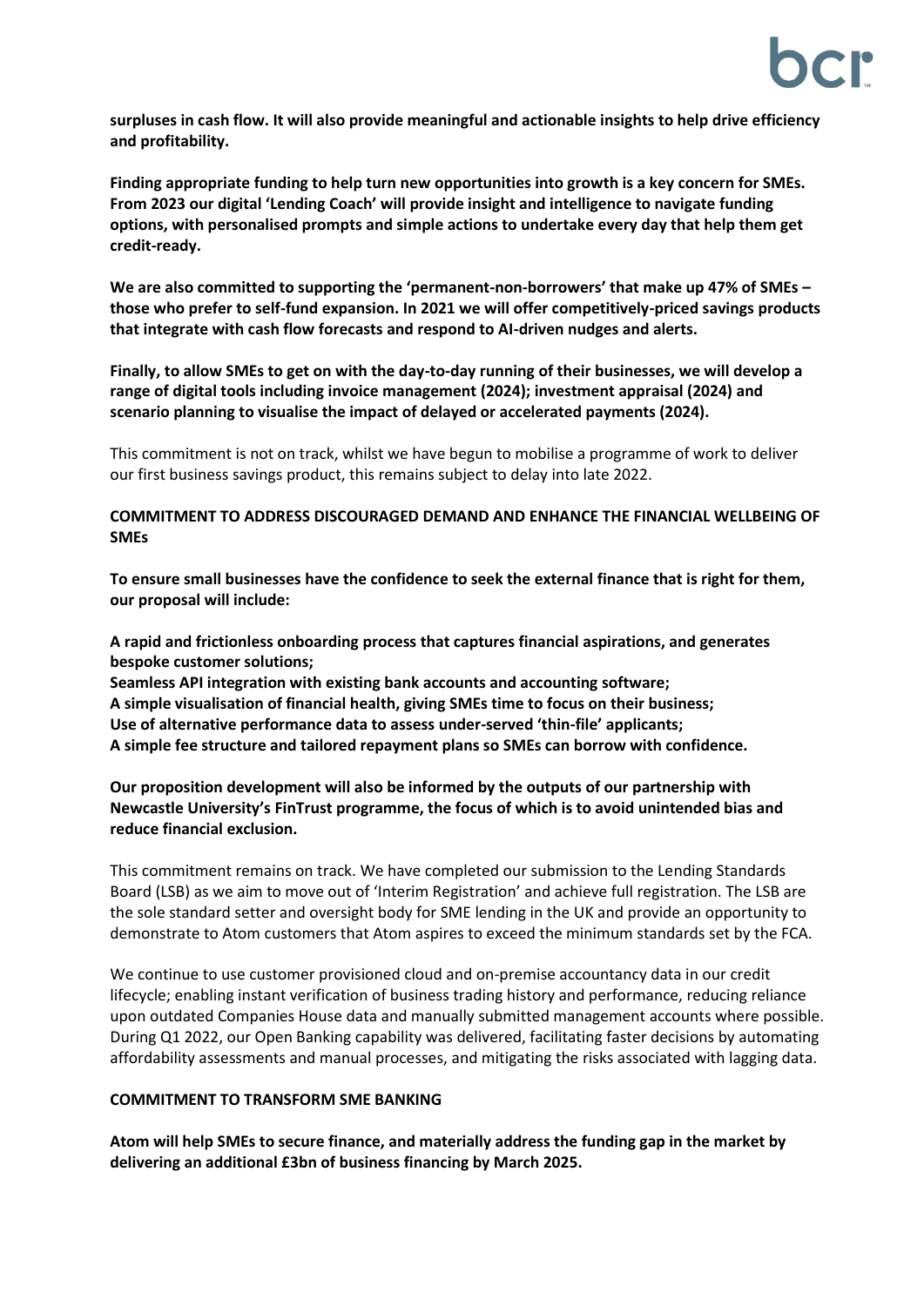**surpluses in cash flow. It will also provide meaningful and actionable insights to help drive efficiency and profitability.**

**Finding appropriate funding to help turn new opportunities into growth is a key concern for SMEs. From 2023 our digital 'Lending Coach' will provide insight and intelligence to navigate funding options, with personalised prompts and simple actions to undertake every day that help them get credit-ready.**

**We are also committed to supporting the 'permanent-non-borrowers' that make up 47% of SMEs – those who prefer to self-fund expansion. In 2021 we will offer competitively-priced savings products that integrate with cash flow forecasts and respond to AI-driven nudges and alerts.**

**Finally, to allow SMEs to get on with the day-to-day running of their businesses, we will develop a range of digital tools including invoice management (2024); investment appraisal (2024) and scenario planning to visualise the impact of delayed or accelerated payments (2024).**

This commitment is not on track, whilst we have begun to mobilise a programme of work to deliver our first business savings product, this remains subject to delay into late 2022.

**COMMITMENT TO ADDRESS DISCOURAGED DEMAND AND ENHANCE THE FINANCIAL WELLBEING OF SMEs**

**To ensure small businesses have the confidence to seek the external finance that is right for them, our proposal will include:**

**A rapid and frictionless onboarding process that captures financial aspirations, and generates bespoke customer solutions;**
**Seamless API integration with existing bank accounts and accounting software;**
**A simple visualisation of financial health, giving SMEs time to focus on their business;**
**Use of alternative performance data to assess under-served 'thin-file' applicants;**
**A simple fee structure and tailored repayment plans so SMEs can borrow with confidence.**

**Our proposition development will also be informed by the outputs of our partnership with Newcastle University's FinTrust programme, the focus of which is to avoid unintended bias and reduce financial exclusion.**

This commitment remains on track. We have completed our submission to the Lending Standards Board (LSB) as we aim to move out of 'Interim Registration' and achieve full registration. The LSB are the sole standard setter and oversight body for SME lending in the UK and provide an opportunity to demonstrate to Atom customers that Atom aspires to exceed the minimum standards set by the FCA.

We continue to use customer provisioned cloud and on-premise accountancy data in our credit lifecycle; enabling instant verification of business trading history and performance, reducing reliance upon outdated Companies House data and manually submitted management accounts where possible. During Q1 2022, our Open Banking capability was delivered, facilitating faster decisions by automating affordability assessments and manual processes, and mitigating the risks associated with lagging data.

**COMMITMENT TO TRANSFORM SME BANKING**

**Atom will help SMEs to secure finance, and materially address the funding gap in the market by delivering an additional £3bn of business financing by March 2025.**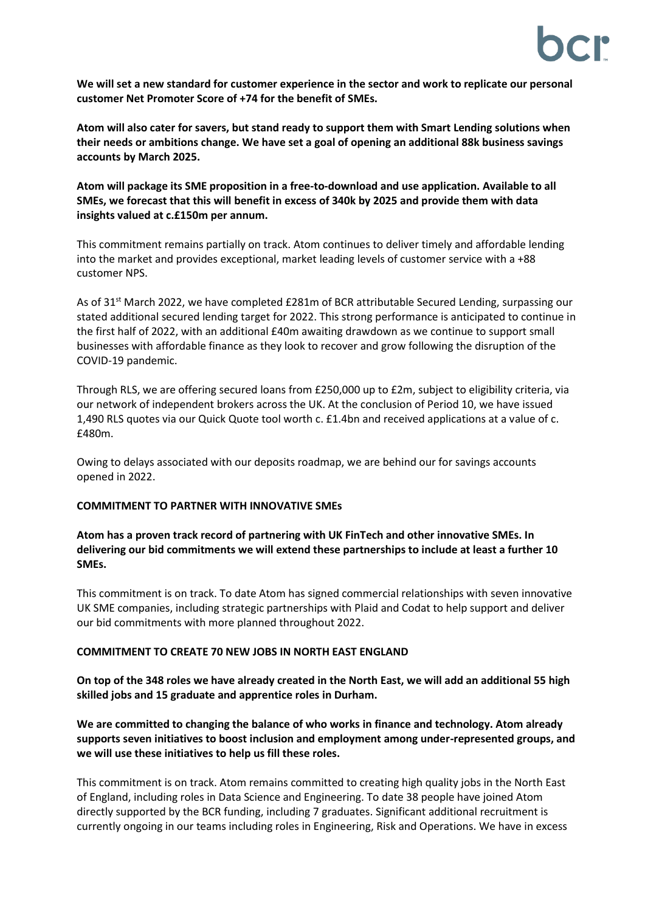**We will set a new standard for customer experience in the sector and work to replicate our personal customer Net Promoter Score of +74 for the benefit of SMEs.**

**Atom will also cater for savers, but stand ready to support them with Smart Lending solutions when their needs or ambitions change. We have set a goal of opening an additional 88k business savings accounts by March 2025.**

**Atom will package its SME proposition in a free-to-download and use application. Available to all SMEs, we forecast that this will benefit in excess of 340k by 2025 and provide them with data insights valued at c.£150m per annum.**

This commitment remains partially on track. Atom continues to deliver timely and affordable lending into the market and provides exceptional, market leading levels of customer service with a +88 customer NPS.

As of 31st March 2022, we have completed £281m of BCR attributable Secured Lending, surpassing our stated additional secured lending target for 2022. This strong performance is anticipated to continue in the first half of 2022, with an additional £40m awaiting drawdown as we continue to support small businesses with affordable finance as they look to recover and grow following the disruption of the COVID-19 pandemic.

Through RLS, we are offering secured loans from £250,000 up to £2m, subject to eligibility criteria, via our network of independent brokers across the UK. At the conclusion of Period 10, we have issued 1,490 RLS quotes via our Quick Quote tool worth c. £1.4bn and received applications at a value of c. £480m.

Owing to delays associated with our deposits roadmap, we are behind our for savings accounts opened in 2022.

**COMMITMENT TO PARTNER WITH INNOVATIVE SMEs**

**Atom has a proven track record of partnering with UK FinTech and other innovative SMEs. In delivering our bid commitments we will extend these partnerships to include at least a further 10 SMEs.**

This commitment is on track. To date Atom has signed commercial relationships with seven innovative UK SME companies, including strategic partnerships with Plaid and Codat to help support and deliver our bid commitments with more planned throughout 2022.

**COMMITMENT TO CREATE 70 NEW JOBS IN NORTH EAST ENGLAND**

**On top of the 348 roles we have already created in the North East, we will add an additional 55 high skilled jobs and 15 graduate and apprentice roles in Durham.**

**We are committed to changing the balance of who works in finance and technology. Atom already supports seven initiatives to boost inclusion and employment among under-represented groups, and we will use these initiatives to help us fill these roles.**

This commitment is on track. Atom remains committed to creating high quality jobs in the North East of England, including roles in Data Science and Engineering. To date 38 people have joined Atom directly supported by the BCR funding, including 7 graduates. Significant additional recruitment is currently ongoing in our teams including roles in Engineering, Risk and Operations. We have in excess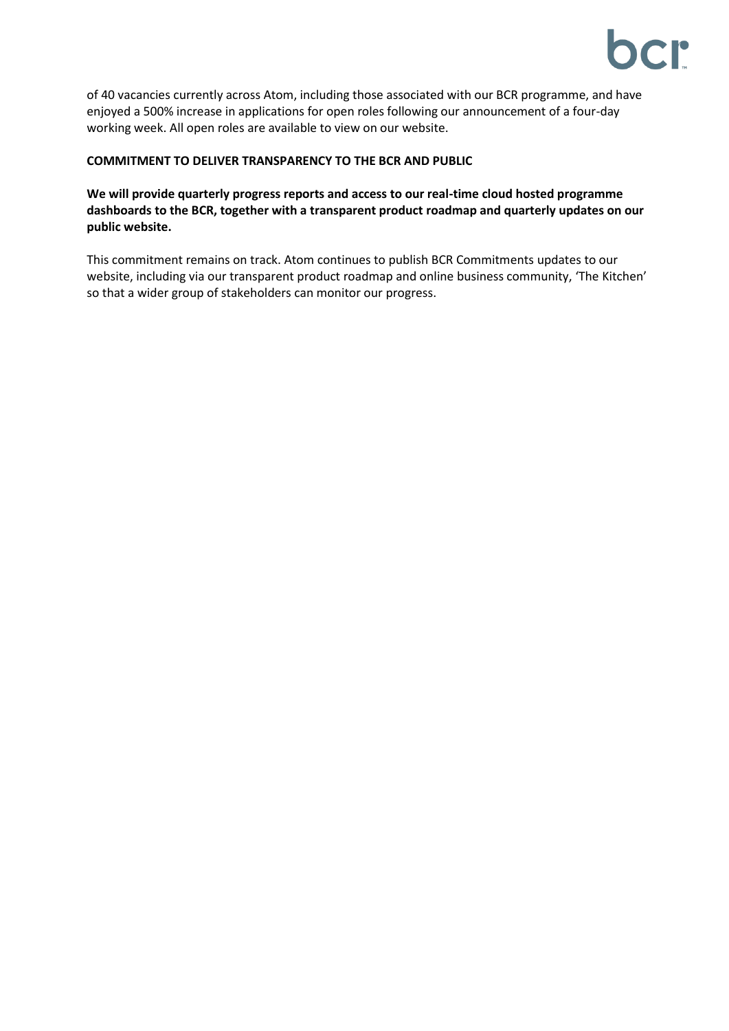of 40 vacancies currently across Atom, including those associated with our BCR programme, and have enjoyed a 500% increase in applications for open roles following our announcement of a four-day working week. All open roles are available to view on our website.

**COMMITMENT TO DELIVER TRANSPARENCY TO THE BCR AND PUBLIC**

**We will provide quarterly progress reports and access to our real-time cloud hosted programme dashboards to the BCR, together with a transparent product roadmap and quarterly updates on our public website.**

This commitment remains on track. Atom continues to publish BCR Commitments updates to our website, including via our transparent product roadmap and online business community, 'The Kitchen' so that a wider group of stakeholders can monitor our progress.